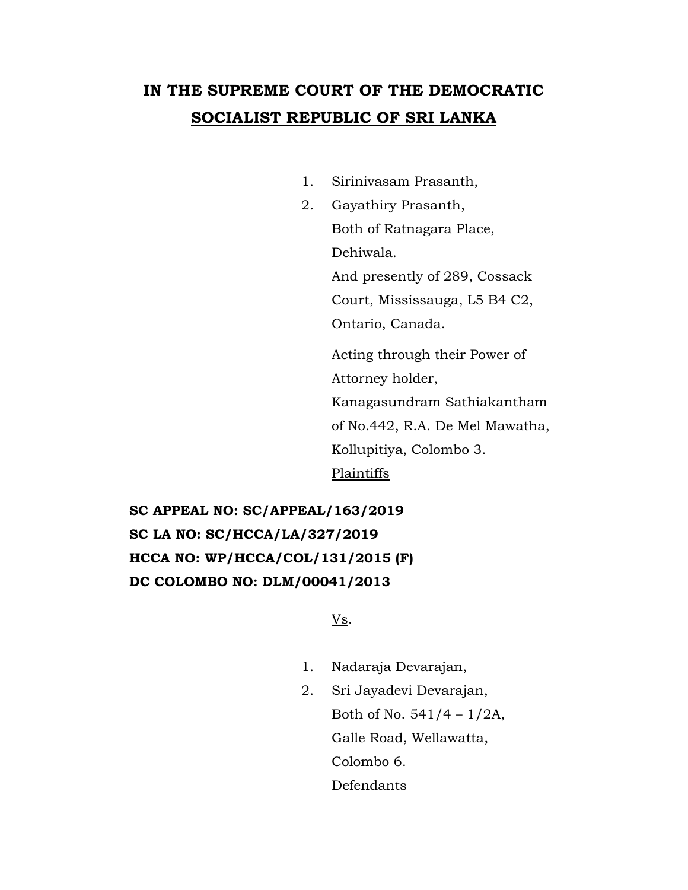# IN THE SUPREME COURT OF THE DEMOCRATIC SOCIALIST REPUBLIC OF SRI LANKA

1. Sirinivasam Prasanth,
2. Gayathiry Prasanth,
   Both of Ratnagara Place,
   Dehiwala.
   And presently of 289, Cossack Court, Mississauga, L5 B4 C2, Ontario, Canada.

   Acting through their Power of Attorney holder,
   Kanagasundram Sathiakantham of No.442, R.A. De Mel Mawatha, Kollupitiya, Colombo 3.
   Plaintiffs

**SC APPEAL NO: SC/APPEAL/163/2019**
**SC LA NO: SC/HCCA/LA/327/2019**
**HCCA NO: WP/HCCA/COL/131/2015 (F)**
**DC COLOMBO NO: DLM/00041/2013**

Vs.

1. Nadaraja Devarajan,
2. Sri Jayadevi Devarajan,
   Both of No. 541/4 – 1/2A,
   Galle Road, Wellawatta,
   Colombo 6.
   Defendants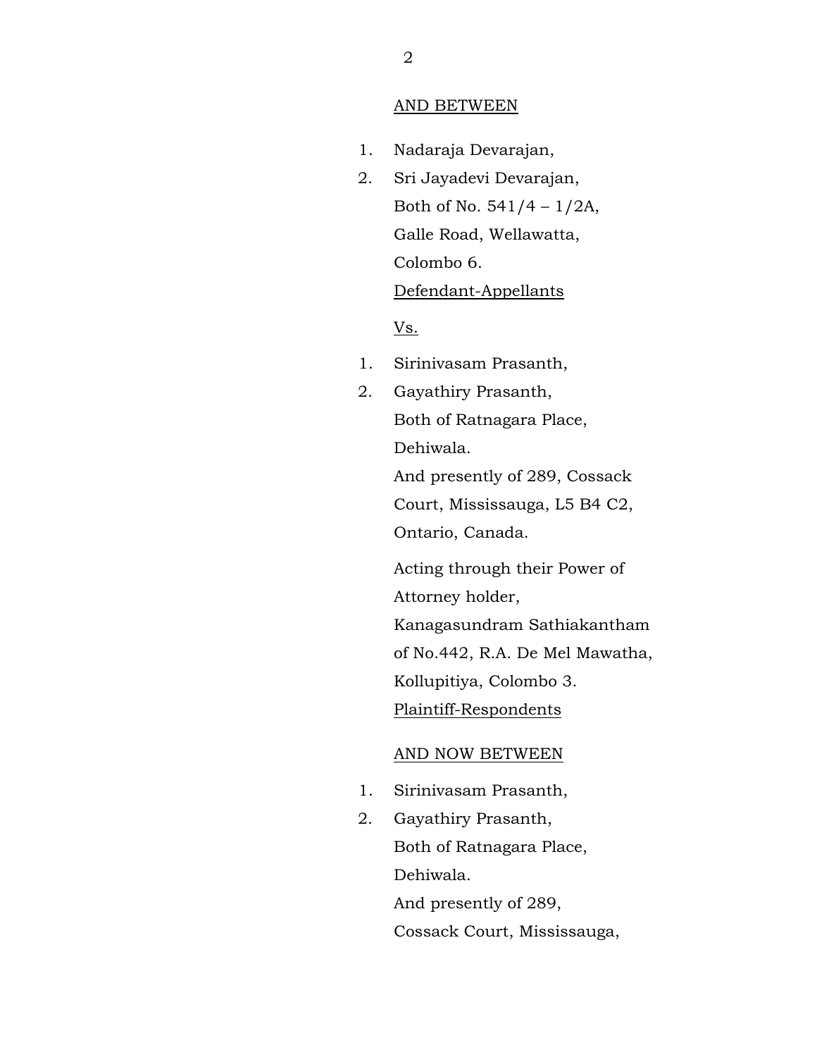AND BETWEEN

1. Nadaraja Devarajan,
2. Sri Jayadevi Devarajan,
   Both of No. 541/4 – 1/2A,
   Galle Road, Wellawatta,
   Colombo 6.
   Defendant-Appellants

Vs.

1. Sirinivasam Prasanth,
2. Gayathiry Prasanth,
   Both of Ratnagara Place,
   Dehiwala.
   And presently of 289, Cossack
   Court, Mississauga, L5 B4 C2,
   Ontario, Canada.

   Acting through their Power of
   Attorney holder,
   Kanagasundram Sathiakantham
   of No.442, R.A. De Mel Mawatha,
   Kollupitiya, Colombo 3.
   Plaintiff-Respondents

AND NOW BETWEEN

1. Sirinivasam Prasanth,
2. Gayathiry Prasanth,
   Both of Ratnagara Place,
   Dehiwala.
   And presently of 289,
   Cossack Court, Mississauga,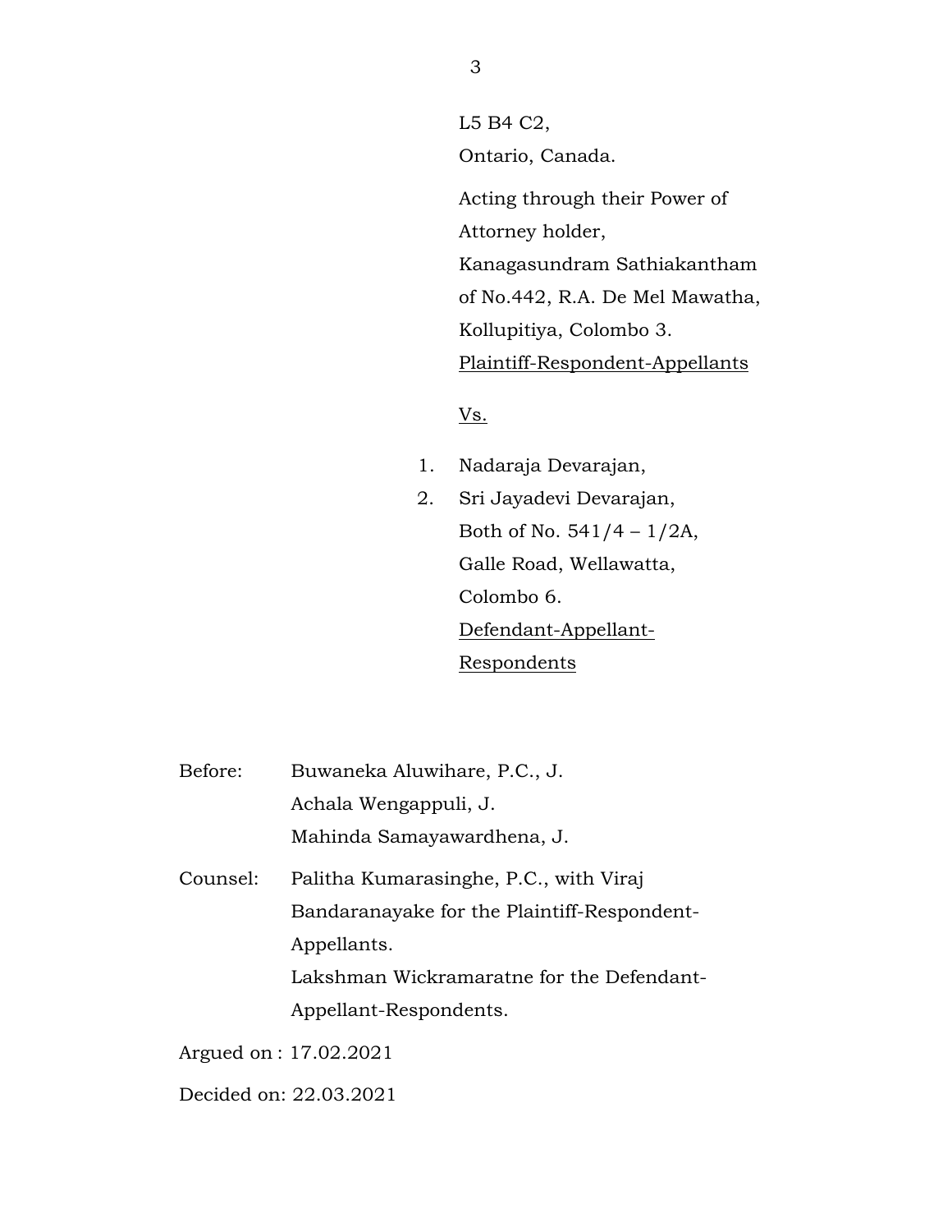L5 B4 C2,
Ontario, Canada.

Acting through their Power of Attorney holder,
Kanagasundram Sathiakantham of No.442, R.A. De Mel Mawatha, Kollupitiya, Colombo 3.
Plaintiff-Respondent-Appellants

Vs.

1. Nadaraja Devarajan,
2. Sri Jayadevi Devarajan,
   Both of No. 541/4 – 1/2A,
   Galle Road, Wellawatta,
   Colombo 6.
   Defendant-Appellant-Respondents

Before: Buwaneka Aluwihare, P.C., J.
Achala Wengappuli, J.
Mahinda Samayawardhena, J.

Counsel: Palitha Kumarasinghe, P.C., with Viraj Bandaranayake for the Plaintiff-Respondent-Appellants.
Lakshman Wickramaratne for the Defendant-Appellant-Respondents.

Argued on : 17.02.2021

Decided on: 22.03.2021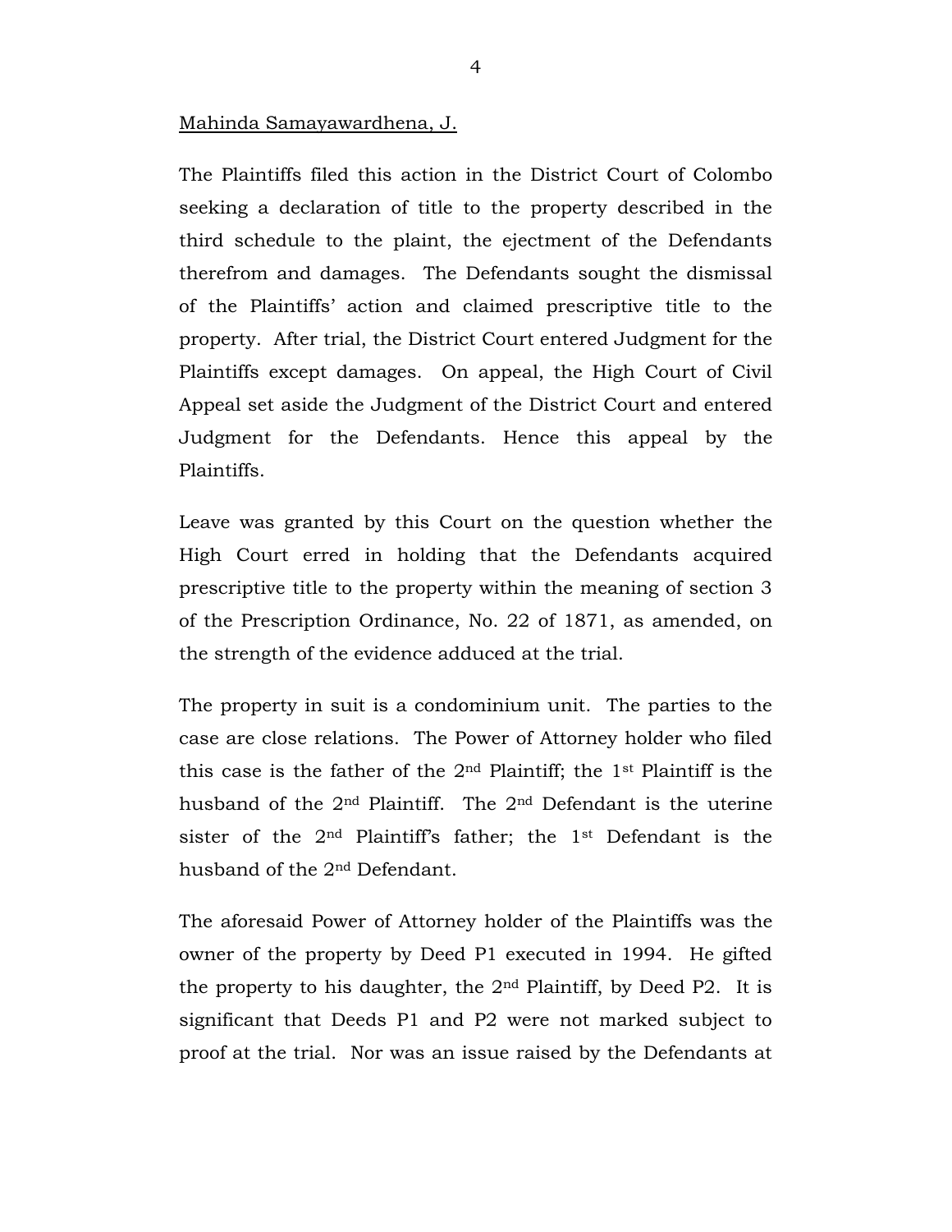Mahinda Samayawardhena, J.

The Plaintiffs filed this action in the District Court of Colombo seeking a declaration of title to the property described in the third schedule to the plaint, the ejectment of the Defendants therefrom and damages. The Defendants sought the dismissal of the Plaintiffs' action and claimed prescriptive title to the property. After trial, the District Court entered Judgment for the Plaintiffs except damages. On appeal, the High Court of Civil Appeal set aside the Judgment of the District Court and entered Judgment for the Defendants. Hence this appeal by the Plaintiffs.

Leave was granted by this Court on the question whether the High Court erred in holding that the Defendants acquired prescriptive title to the property within the meaning of section 3 of the Prescription Ordinance, No. 22 of 1871, as amended, on the strength of the evidence adduced at the trial.

The property in suit is a condominium unit. The parties to the case are close relations. The Power of Attorney holder who filed this case is the father of the 2nd Plaintiff; the 1st Plaintiff is the husband of the 2nd Plaintiff. The 2nd Defendant is the uterine sister of the 2nd Plaintiff's father; the 1st Defendant is the husband of the 2nd Defendant.

The aforesaid Power of Attorney holder of the Plaintiffs was the owner of the property by Deed P1 executed in 1994. He gifted the property to his daughter, the 2nd Plaintiff, by Deed P2. It is significant that Deeds P1 and P2 were not marked subject to proof at the trial. Nor was an issue raised by the Defendants at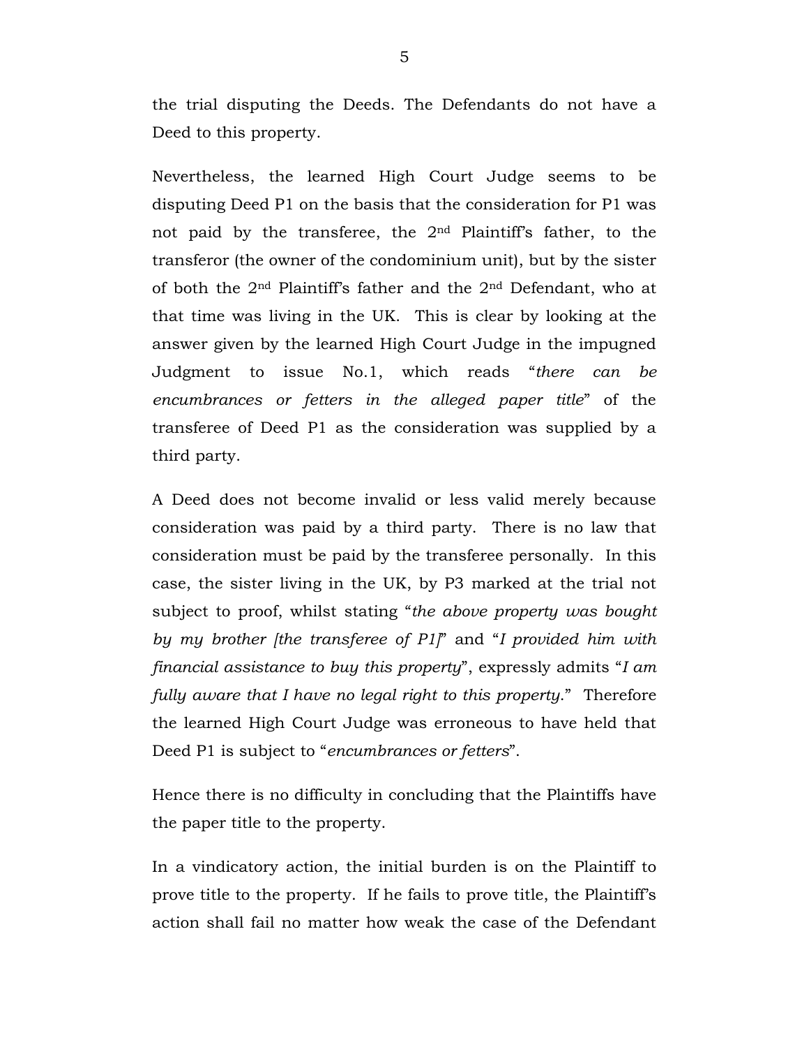the trial disputing the Deeds. The Defendants do not have a Deed to this property.

Nevertheless, the learned High Court Judge seems to be disputing Deed P1 on the basis that the consideration for P1 was not paid by the transferee, the 2nd Plaintiff's father, to the transferor (the owner of the condominium unit), but by the sister of both the 2nd Plaintiff's father and the 2nd Defendant, who at that time was living in the UK. This is clear by looking at the answer given by the learned High Court Judge in the impugned Judgment to issue No.1, which reads "*there can be encumbrances or fetters in the alleged paper title*" of the transferee of Deed P1 as the consideration was supplied by a third party.

A Deed does not become invalid or less valid merely because consideration was paid by a third party. There is no law that consideration must be paid by the transferee personally. In this case, the sister living in the UK, by P3 marked at the trial not subject to proof, whilst stating "*the above property was bought by my brother [the transferee of P1]*" and "*I provided him with financial assistance to buy this property*", expressly admits "*I am fully aware that I have no legal right to this property*." Therefore the learned High Court Judge was erroneous to have held that Deed P1 is subject to "*encumbrances or fetters*".

Hence there is no difficulty in concluding that the Plaintiffs have the paper title to the property.

In a vindicatory action, the initial burden is on the Plaintiff to prove title to the property. If he fails to prove title, the Plaintiff's action shall fail no matter how weak the case of the Defendant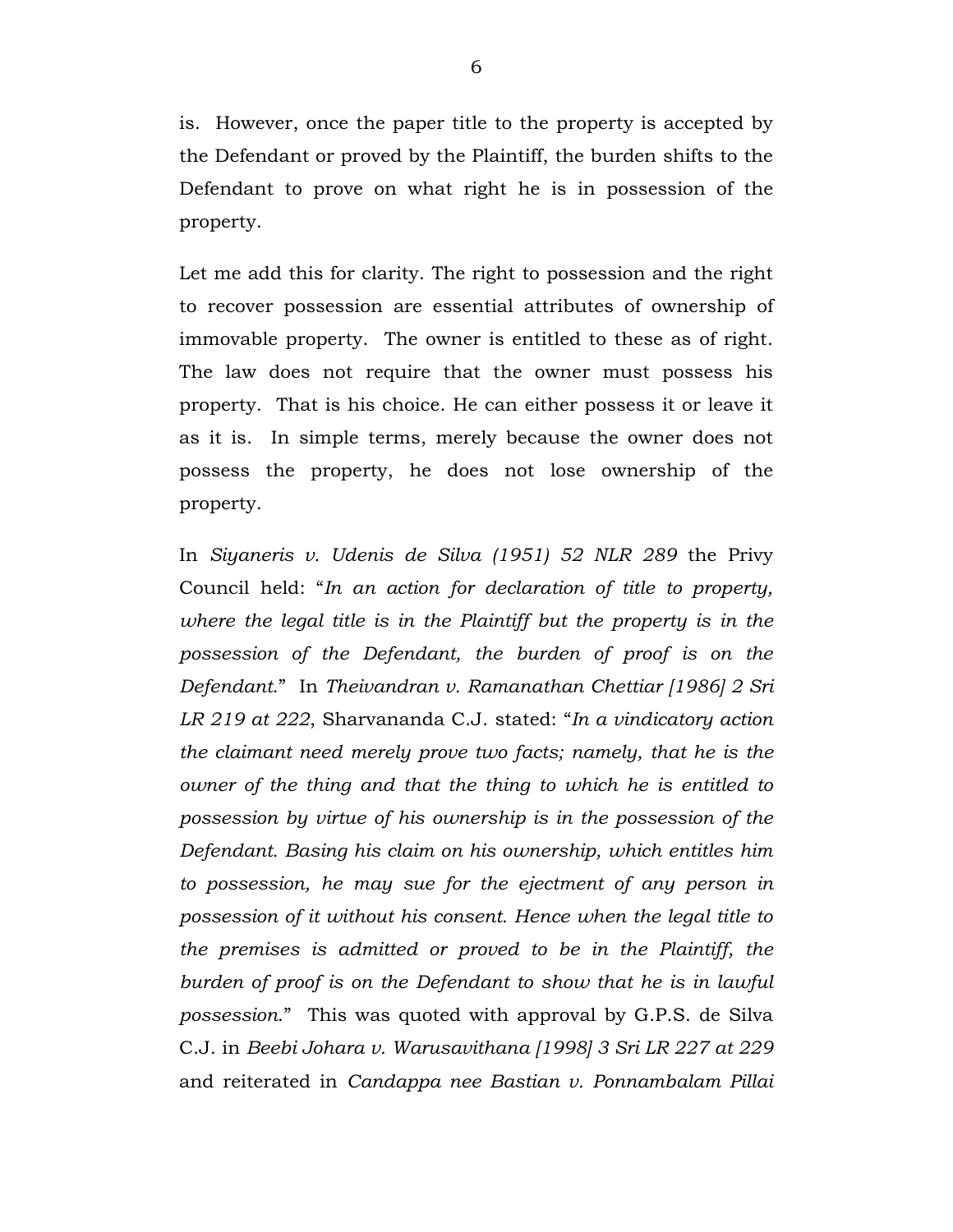is. However, once the paper title to the property is accepted by the Defendant or proved by the Plaintiff, the burden shifts to the Defendant to prove on what right he is in possession of the property.

Let me add this for clarity. The right to possession and the right to recover possession are essential attributes of ownership of immovable property. The owner is entitled to these as of right. The law does not require that the owner must possess his property. That is his choice. He can either possess it or leave it as it is. In simple terms, merely because the owner does not possess the property, he does not lose ownership of the property.

In *Siyaneris v. Udenis de Silva (1951) 52 NLR 289* the Privy Council held: "*In an action for declaration of title to property, where the legal title is in the Plaintiff but the property is in the possession of the Defendant, the burden of proof is on the Defendant.*" In *Theivandran v. Ramanathan Chettiar [1986] 2 Sri LR 219 at 222*, Sharvananda C.J. stated: "*In a vindicatory action the claimant need merely prove two facts; namely, that he is the owner of the thing and that the thing to which he is entitled to possession by virtue of his ownership is in the possession of the Defendant. Basing his claim on his ownership, which entitles him to possession, he may sue for the ejectment of any person in possession of it without his consent. Hence when the legal title to the premises is admitted or proved to be in the Plaintiff, the burden of proof is on the Defendant to show that he is in lawful possession.*" This was quoted with approval by G.P.S. de Silva C.J. in *Beebi Johara v. Warusavithana [1998] 3 Sri LR 227 at 229* and reiterated in *Candappa nee Bastian v. Ponnambalam Pillai*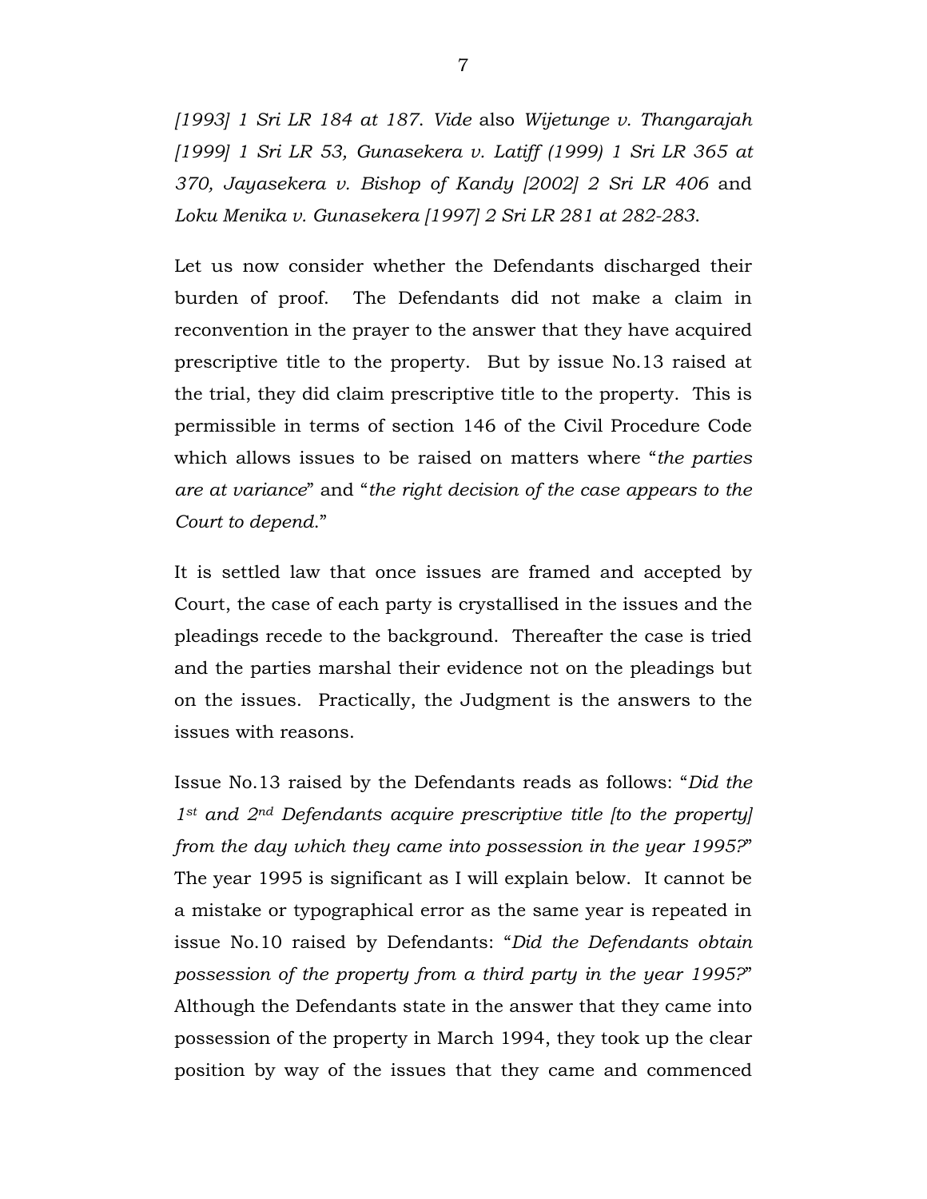*[1993] 1 Sri LR 184 at 187*. *Vide* also *Wijetunge v. Thangarajah [1999] 1 Sri LR 53, Gunasekera v. Latiff (1999) 1 Sri LR 365 at 370, Jayasekera v. Bishop of Kandy [2002] 2 Sri LR 406* and *Loku Menika v. Gunasekera [1997] 2 Sri LR 281 at 282-283*.

Let us now consider whether the Defendants discharged their burden of proof. The Defendants did not make a claim in reconvention in the prayer to the answer that they have acquired prescriptive title to the property. But by issue No.13 raised at the trial, they did claim prescriptive title to the property. This is permissible in terms of section 146 of the Civil Procedure Code which allows issues to be raised on matters where "*the parties are at variance*" and "*the right decision of the case appears to the Court to depend*."

It is settled law that once issues are framed and accepted by Court, the case of each party is crystallised in the issues and the pleadings recede to the background. Thereafter the case is tried and the parties marshal their evidence not on the pleadings but on the issues. Practically, the Judgment is the answers to the issues with reasons.

Issue No.13 raised by the Defendants reads as follows: "*Did the 1st and 2nd Defendants acquire prescriptive title [to the property] from the day which they came into possession in the year 1995?*" The year 1995 is significant as I will explain below. It cannot be a mistake or typographical error as the same year is repeated in issue No.10 raised by Defendants: "*Did the Defendants obtain possession of the property from a third party in the year 1995?*" Although the Defendants state in the answer that they came into possession of the property in March 1994, they took up the clear position by way of the issues that they came and commenced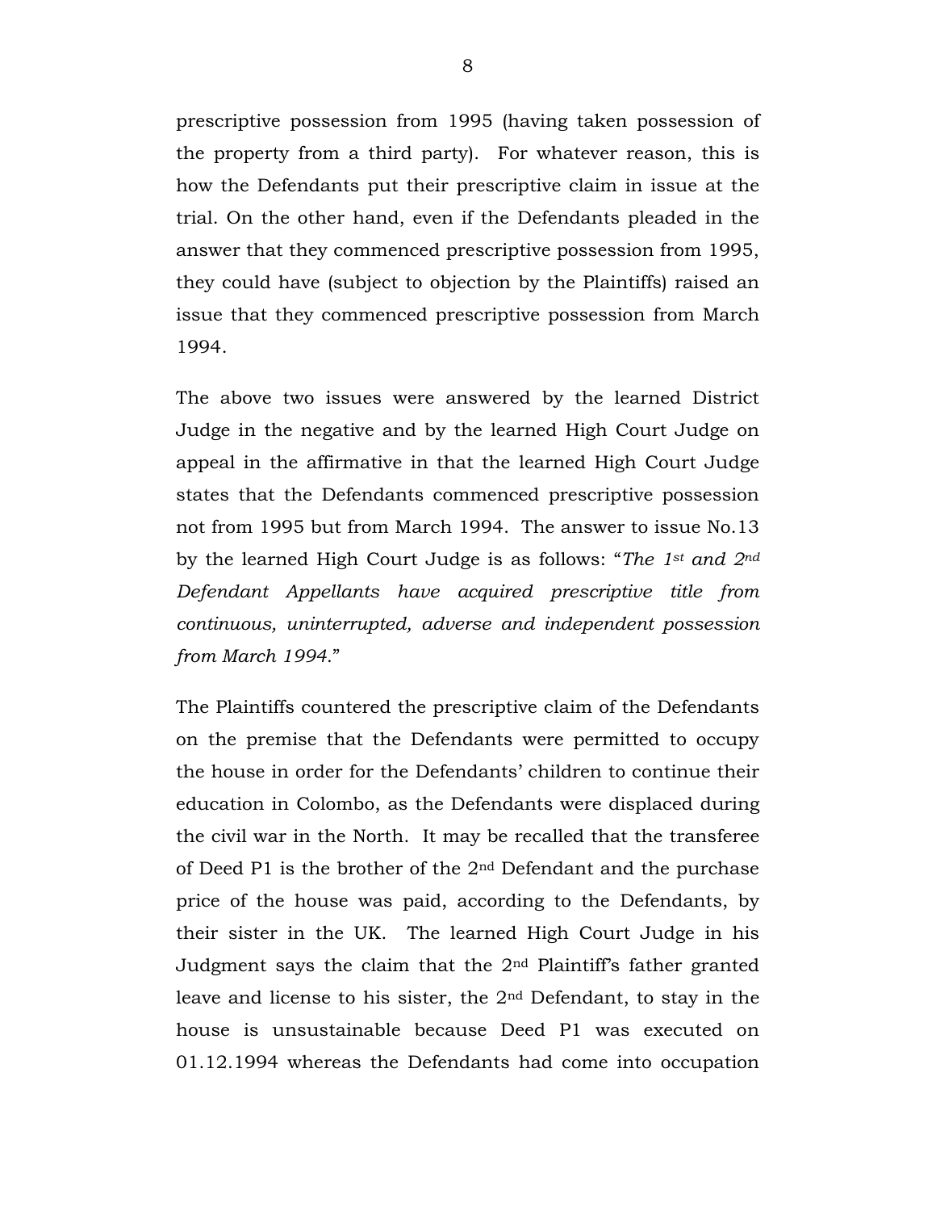prescriptive possession from 1995 (having taken possession of the property from a third party). For whatever reason, this is how the Defendants put their prescriptive claim in issue at the trial. On the other hand, even if the Defendants pleaded in the answer that they commenced prescriptive possession from 1995, they could have (subject to objection by the Plaintiffs) raised an issue that they commenced prescriptive possession from March 1994.

The above two issues were answered by the learned District Judge in the negative and by the learned High Court Judge on appeal in the affirmative in that the learned High Court Judge states that the Defendants commenced prescriptive possession not from 1995 but from March 1994. The answer to issue No.13 by the learned High Court Judge is as follows: "*The 1st and 2nd Defendant Appellants have acquired prescriptive title from continuous, uninterrupted, adverse and independent possession from March 1994*."

The Plaintiffs countered the prescriptive claim of the Defendants on the premise that the Defendants were permitted to occupy the house in order for the Defendants' children to continue their education in Colombo, as the Defendants were displaced during the civil war in the North. It may be recalled that the transferee of Deed P1 is the brother of the 2nd Defendant and the purchase price of the house was paid, according to the Defendants, by their sister in the UK. The learned High Court Judge in his Judgment says the claim that the 2nd Plaintiff's father granted leave and license to his sister, the 2nd Defendant, to stay in the house is unsustainable because Deed P1 was executed on 01.12.1994 whereas the Defendants had come into occupation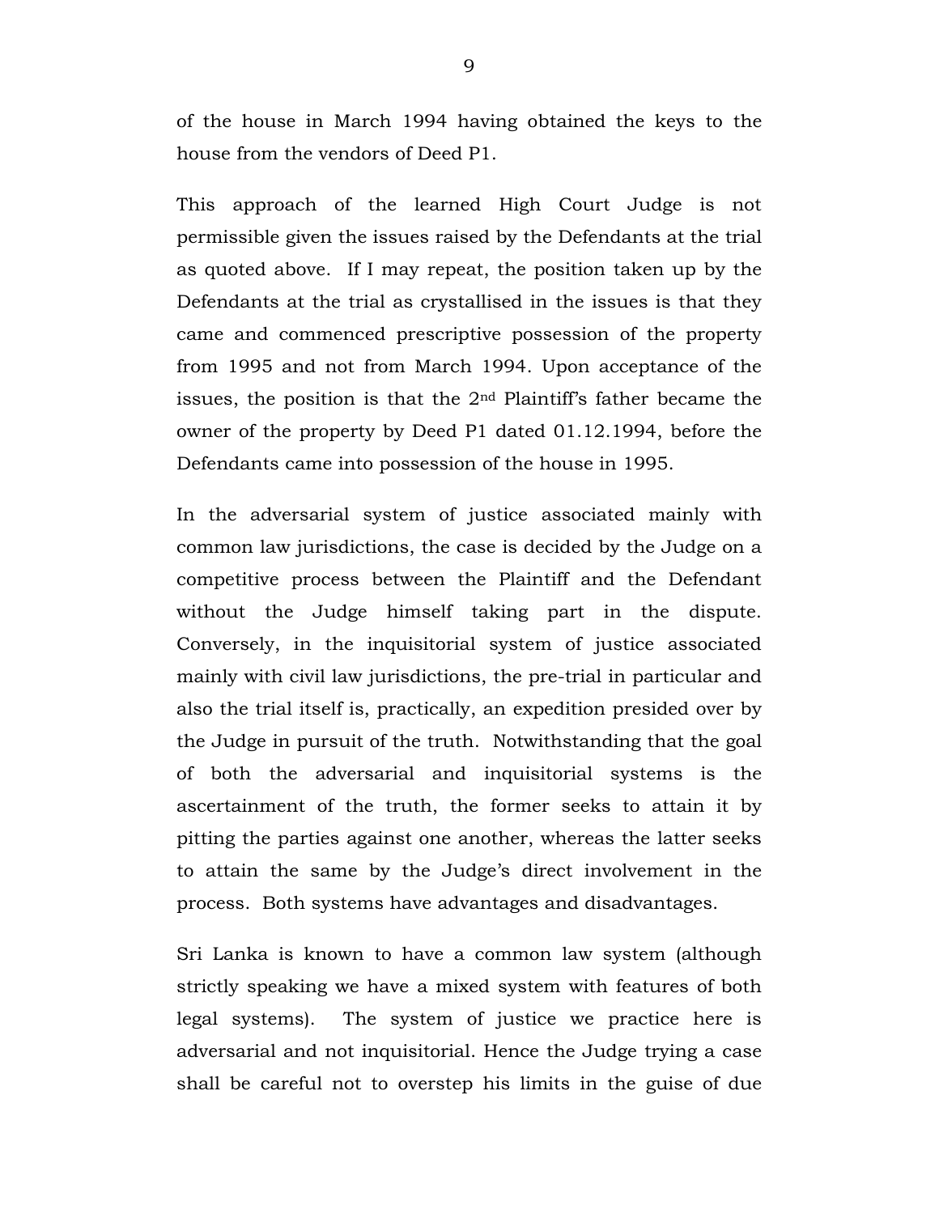of the house in March 1994 having obtained the keys to the house from the vendors of Deed P1.

This approach of the learned High Court Judge is not permissible given the issues raised by the Defendants at the trial as quoted above. If I may repeat, the position taken up by the Defendants at the trial as crystallised in the issues is that they came and commenced prescriptive possession of the property from 1995 and not from March 1994. Upon acceptance of the issues, the position is that the 2nd Plaintiff's father became the owner of the property by Deed P1 dated 01.12.1994, before the Defendants came into possession of the house in 1995.

In the adversarial system of justice associated mainly with common law jurisdictions, the case is decided by the Judge on a competitive process between the Plaintiff and the Defendant without the Judge himself taking part in the dispute. Conversely, in the inquisitorial system of justice associated mainly with civil law jurisdictions, the pre-trial in particular and also the trial itself is, practically, an expedition presided over by the Judge in pursuit of the truth. Notwithstanding that the goal of both the adversarial and inquisitorial systems is the ascertainment of the truth, the former seeks to attain it by pitting the parties against one another, whereas the latter seeks to attain the same by the Judge's direct involvement in the process. Both systems have advantages and disadvantages.

Sri Lanka is known to have a common law system (although strictly speaking we have a mixed system with features of both legal systems). The system of justice we practice here is adversarial and not inquisitorial. Hence the Judge trying a case shall be careful not to overstep his limits in the guise of due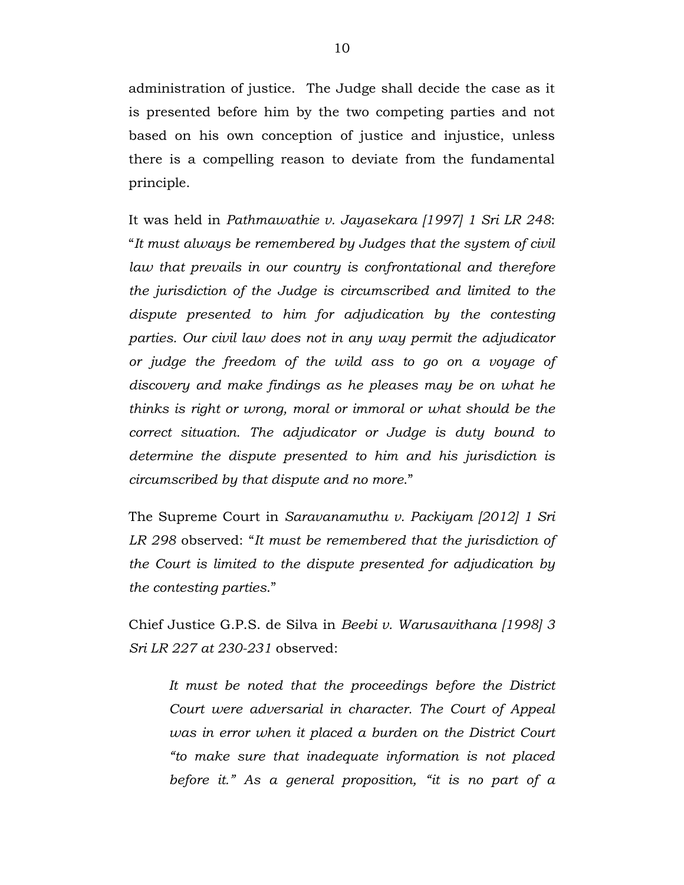administration of justice. The Judge shall decide the case as it is presented before him by the two competing parties and not based on his own conception of justice and injustice, unless there is a compelling reason to deviate from the fundamental principle.

It was held in *Pathmawathie v. Jayasekara [1997] 1 Sri LR 248*: "*It must always be remembered by Judges that the system of civil law that prevails in our country is confrontational and therefore the jurisdiction of the Judge is circumscribed and limited to the dispute presented to him for adjudication by the contesting parties. Our civil law does not in any way permit the adjudicator or judge the freedom of the wild ass to go on a voyage of discovery and make findings as he pleases may be on what he thinks is right or wrong, moral or immoral or what should be the correct situation. The adjudicator or Judge is duty bound to determine the dispute presented to him and his jurisdiction is circumscribed by that dispute and no more.*"

The Supreme Court in *Saravanamuthu v. Packiyam [2012] 1 Sri LR 298* observed: "*It must be remembered that the jurisdiction of the Court is limited to the dispute presented for adjudication by the contesting parties.*"

Chief Justice G.P.S. de Silva in *Beebi v. Warusavithana [1998] 3 Sri LR 227 at 230-231* observed:

> *It must be noted that the proceedings before the District Court were adversarial in character. The Court of Appeal was in error when it placed a burden on the District Court "to make sure that inadequate information is not placed before it." As a general proposition, "it is no part of a*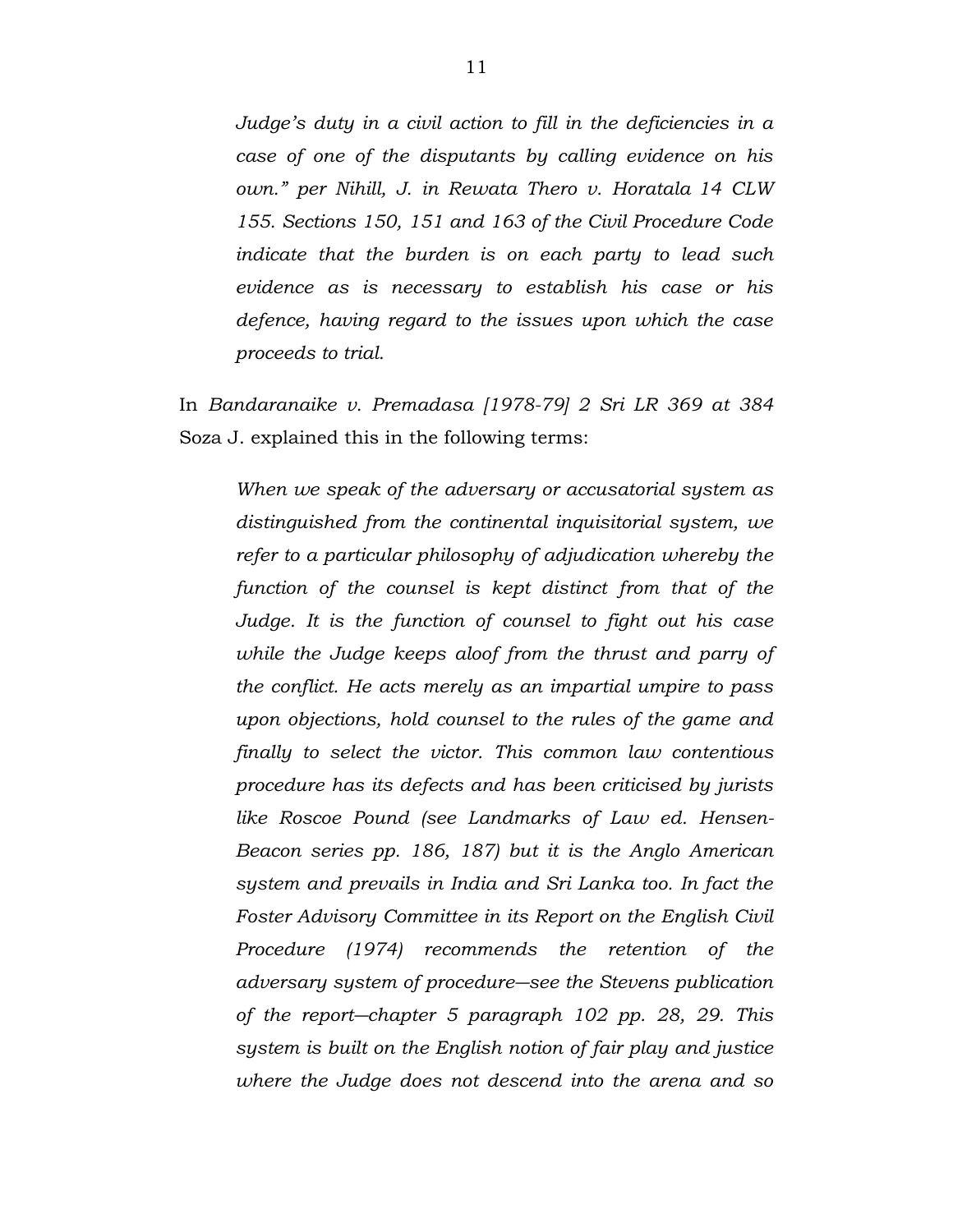*Judge's duty in a civil action to fill in the deficiencies in a case of one of the disputants by calling evidence on his own." per Nihill, J. in Rewata Thero v. Horatala 14 CLW 155. Sections 150, 151 and 163 of the Civil Procedure Code indicate that the burden is on each party to lead such evidence as is necessary to establish his case or his defence, having regard to the issues upon which the case proceeds to trial.*

In *Bandaranaike v. Premadasa [1978-79] 2 Sri LR 369 at 384* Soza J. explained this in the following terms:

> *When we speak of the adversary or accusatorial system as distinguished from the continental inquisitorial system, we refer to a particular philosophy of adjudication whereby the function of the counsel is kept distinct from that of the Judge. It is the function of counsel to fight out his case while the Judge keeps aloof from the thrust and parry of the conflict. He acts merely as an impartial umpire to pass upon objections, hold counsel to the rules of the game and finally to select the victor. This common law contentious procedure has its defects and has been criticised by jurists like Roscoe Pound (see Landmarks of Law ed. Hensen-Beacon series pp. 186, 187) but it is the Anglo American system and prevails in India and Sri Lanka too. In fact the Foster Advisory Committee in its Report on the English Civil Procedure (1974) recommends the retention of the adversary system of procedure—see the Stevens publication of the report—chapter 5 paragraph 102 pp. 28, 29. This system is built on the English notion of fair play and justice where the Judge does not descend into the arena and so*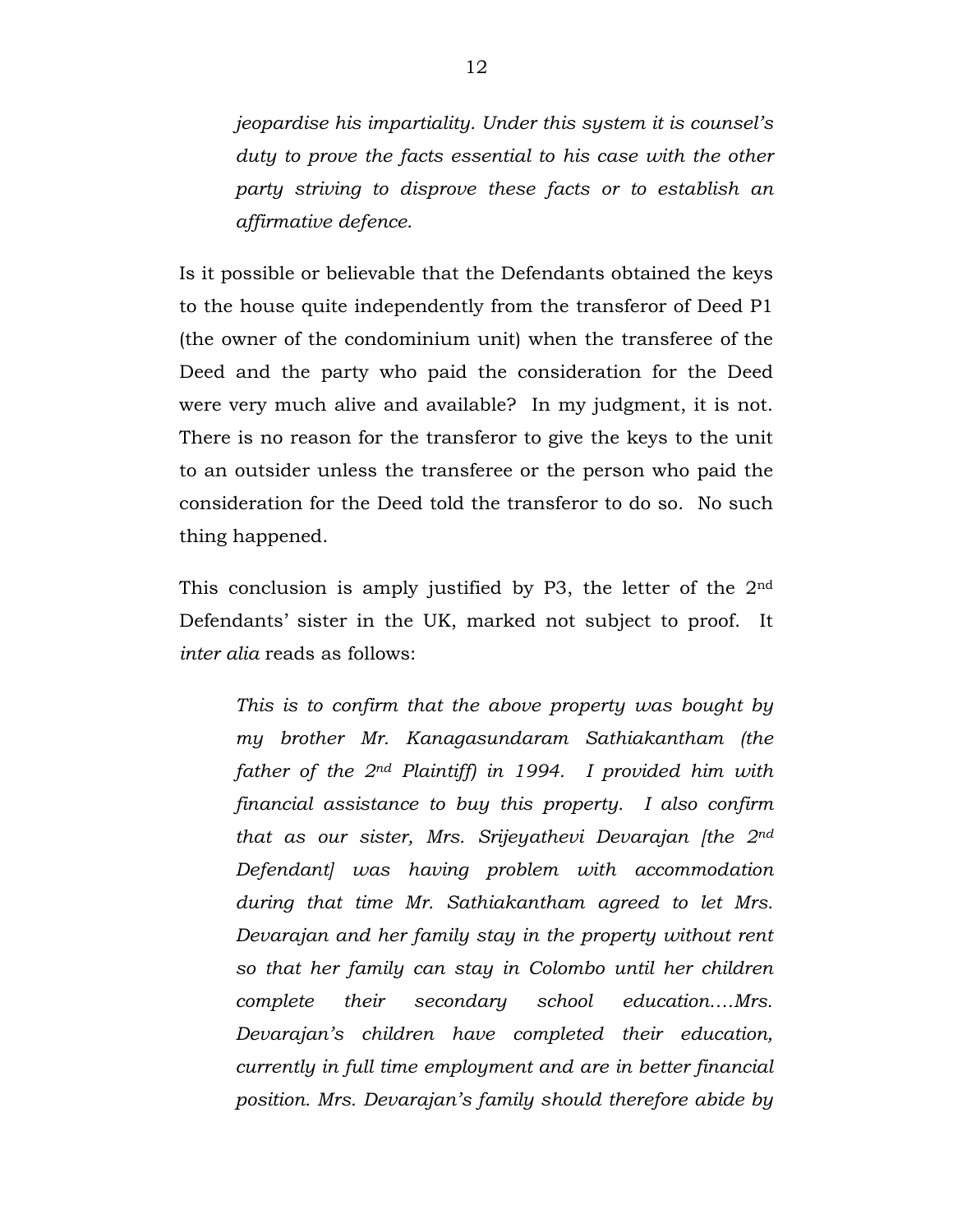> *jeopardise his impartiality. Under this system it is counsel's duty to prove the facts essential to his case with the other party striving to disprove these facts or to establish an affirmative defence.*

Is it possible or believable that the Defendants obtained the keys to the house quite independently from the transferor of Deed P1 (the owner of the condominium unit) when the transferee of the Deed and the party who paid the consideration for the Deed were very much alive and available? In my judgment, it is not. There is no reason for the transferor to give the keys to the unit to an outsider unless the transferee or the person who paid the consideration for the Deed told the transferor to do so. No such thing happened.

This conclusion is amply justified by P3, the letter of the 2nd Defendants' sister in the UK, marked not subject to proof. It *inter alia* reads as follows:

> *This is to confirm that the above property was bought by my brother Mr. Kanagasundaram Sathiakantham (the father of the 2nd Plaintiff) in 1994. I provided him with financial assistance to buy this property. I also confirm that as our sister, Mrs. Srijeyathevi Devarajan [the 2nd Defendant] was having problem with accommodation during that time Mr. Sathiakantham agreed to let Mrs. Devarajan and her family stay in the property without rent so that her family can stay in Colombo until her children complete their secondary school education....Mrs. Devarajan's children have completed their education, currently in full time employment and are in better financial position. Mrs. Devarajan's family should therefore abide by*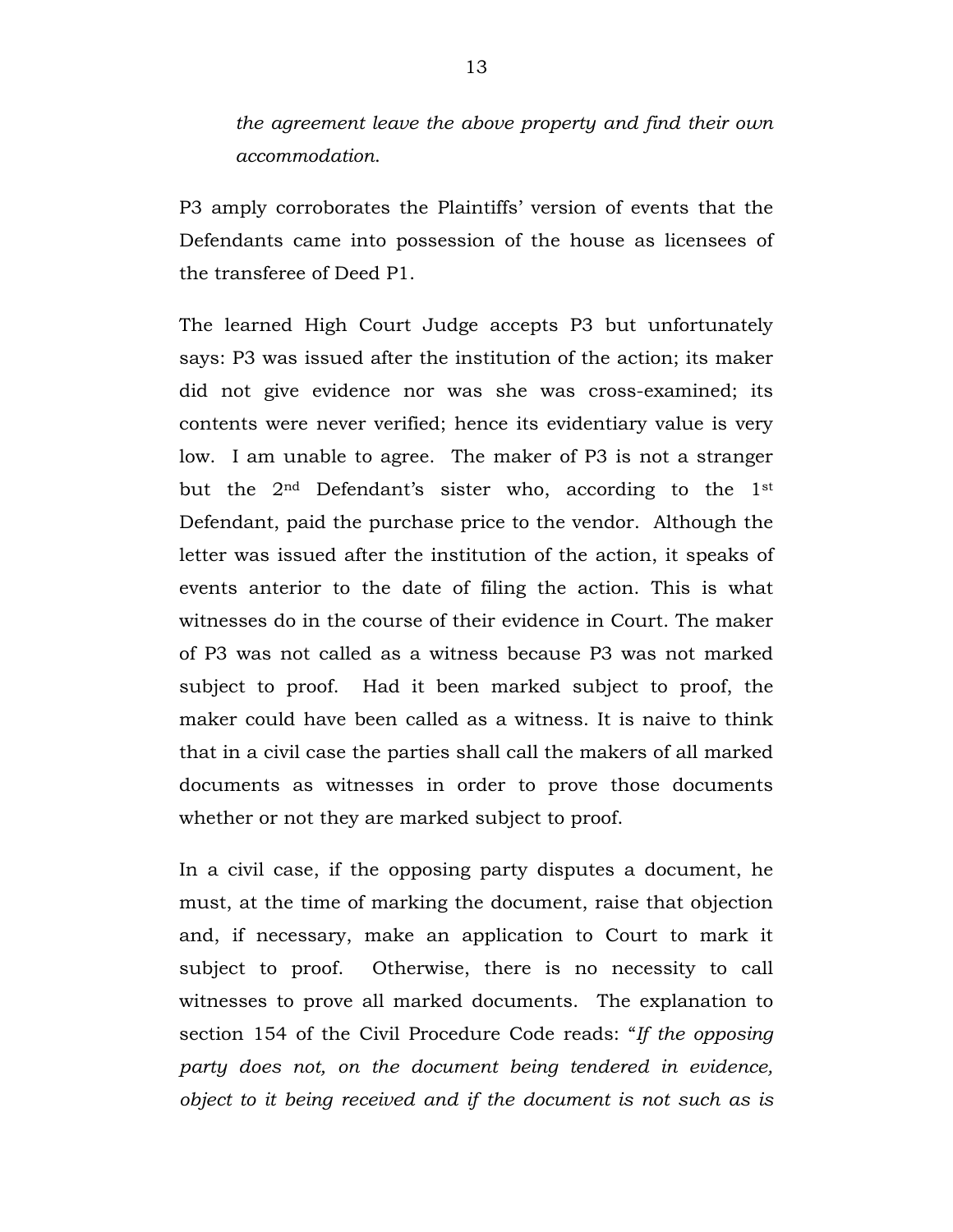*the agreement leave the above property and find their own accommodation.*

P3 amply corroborates the Plaintiffs' version of events that the Defendants came into possession of the house as licensees of the transferee of Deed P1.

The learned High Court Judge accepts P3 but unfortunately says: P3 was issued after the institution of the action; its maker did not give evidence nor was she was cross-examined; its contents were never verified; hence its evidentiary value is very low. I am unable to agree. The maker of P3 is not a stranger but the 2nd Defendant's sister who, according to the 1st Defendant, paid the purchase price to the vendor. Although the letter was issued after the institution of the action, it speaks of events anterior to the date of filing the action. This is what witnesses do in the course of their evidence in Court. The maker of P3 was not called as a witness because P3 was not marked subject to proof. Had it been marked subject to proof, the maker could have been called as a witness. It is naive to think that in a civil case the parties shall call the makers of all marked documents as witnesses in order to prove those documents whether or not they are marked subject to proof.

In a civil case, if the opposing party disputes a document, he must, at the time of marking the document, raise that objection and, if necessary, make an application to Court to mark it subject to proof. Otherwise, there is no necessity to call witnesses to prove all marked documents. The explanation to section 154 of the Civil Procedure Code reads: "*If the opposing party does not, on the document being tendered in evidence, object to it being received and if the document is not such as is*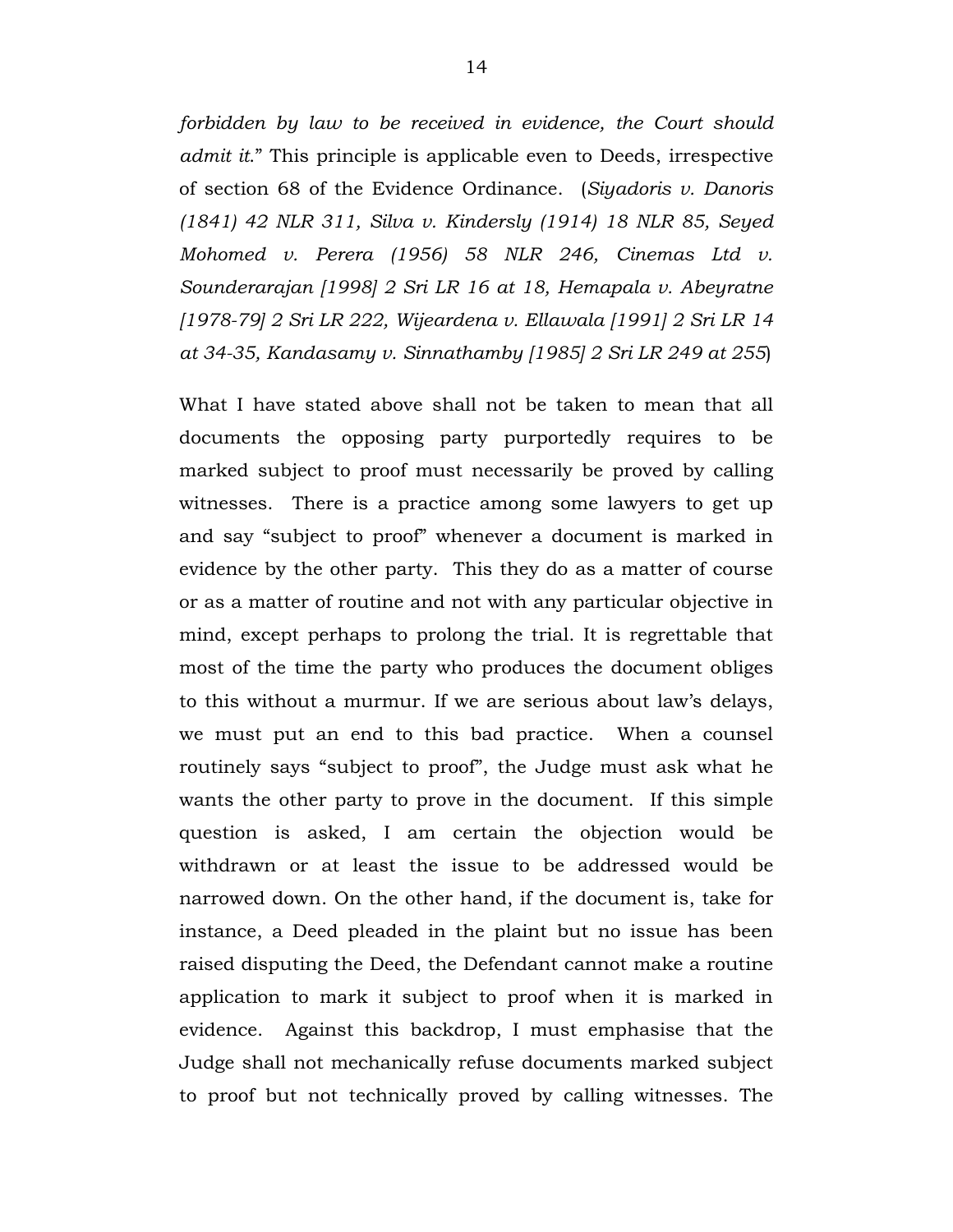*forbidden by law to be received in evidence, the Court should admit it.*" This principle is applicable even to Deeds, irrespective of section 68 of the Evidence Ordinance. (*Siyadoris v. Danoris (1841) 42 NLR 311, Silva v. Kindersly (1914) 18 NLR 85, Seyed Mohomed v. Perera (1956) 58 NLR 246, Cinemas Ltd v. Sounderarajan [1998] 2 Sri LR 16 at 18, Hemapala v. Abeyratne [1978-79] 2 Sri LR 222, Wijeardena v. Ellawala [1991] 2 Sri LR 14 at 34-35, Kandasamy v. Sinnathamby [1985] 2 Sri LR 249 at 255*)

What I have stated above shall not be taken to mean that all documents the opposing party purportedly requires to be marked subject to proof must necessarily be proved by calling witnesses. There is a practice among some lawyers to get up and say "subject to proof" whenever a document is marked in evidence by the other party. This they do as a matter of course or as a matter of routine and not with any particular objective in mind, except perhaps to prolong the trial. It is regrettable that most of the time the party who produces the document obliges to this without a murmur. If we are serious about law's delays, we must put an end to this bad practice. When a counsel routinely says "subject to proof", the Judge must ask what he wants the other party to prove in the document. If this simple question is asked, I am certain the objection would be withdrawn or at least the issue to be addressed would be narrowed down. On the other hand, if the document is, take for instance, a Deed pleaded in the plaint but no issue has been raised disputing the Deed, the Defendant cannot make a routine application to mark it subject to proof when it is marked in evidence. Against this backdrop, I must emphasise that the Judge shall not mechanically refuse documents marked subject to proof but not technically proved by calling witnesses. The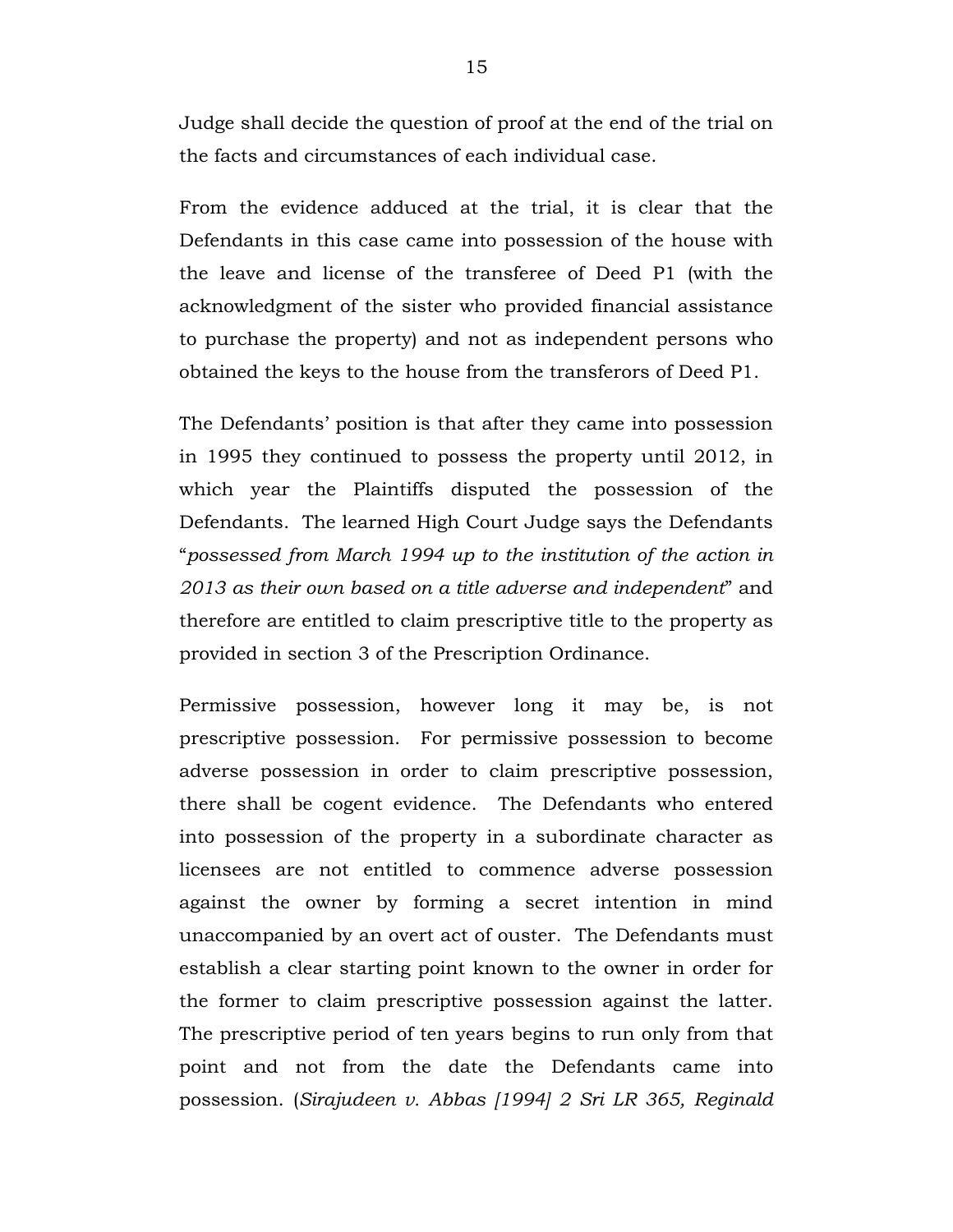Judge shall decide the question of proof at the end of the trial on the facts and circumstances of each individual case.

From the evidence adduced at the trial, it is clear that the Defendants in this case came into possession of the house with the leave and license of the transferee of Deed P1 (with the acknowledgment of the sister who provided financial assistance to purchase the property) and not as independent persons who obtained the keys to the house from the transferors of Deed P1.

The Defendants' position is that after they came into possession in 1995 they continued to possess the property until 2012, in which year the Plaintiffs disputed the possession of the Defendants. The learned High Court Judge says the Defendants "*possessed from March 1994 up to the institution of the action in 2013 as their own based on a title adverse and independent*" and therefore are entitled to claim prescriptive title to the property as provided in section 3 of the Prescription Ordinance.

Permissive possession, however long it may be, is not prescriptive possession. For permissive possession to become adverse possession in order to claim prescriptive possession, there shall be cogent evidence. The Defendants who entered into possession of the property in a subordinate character as licensees are not entitled to commence adverse possession against the owner by forming a secret intention in mind unaccompanied by an overt act of ouster. The Defendants must establish a clear starting point known to the owner in order for the former to claim prescriptive possession against the latter. The prescriptive period of ten years begins to run only from that point and not from the date the Defendants came into possession. (*Sirajudeen v. Abbas [1994] 2 Sri LR 365, Reginald*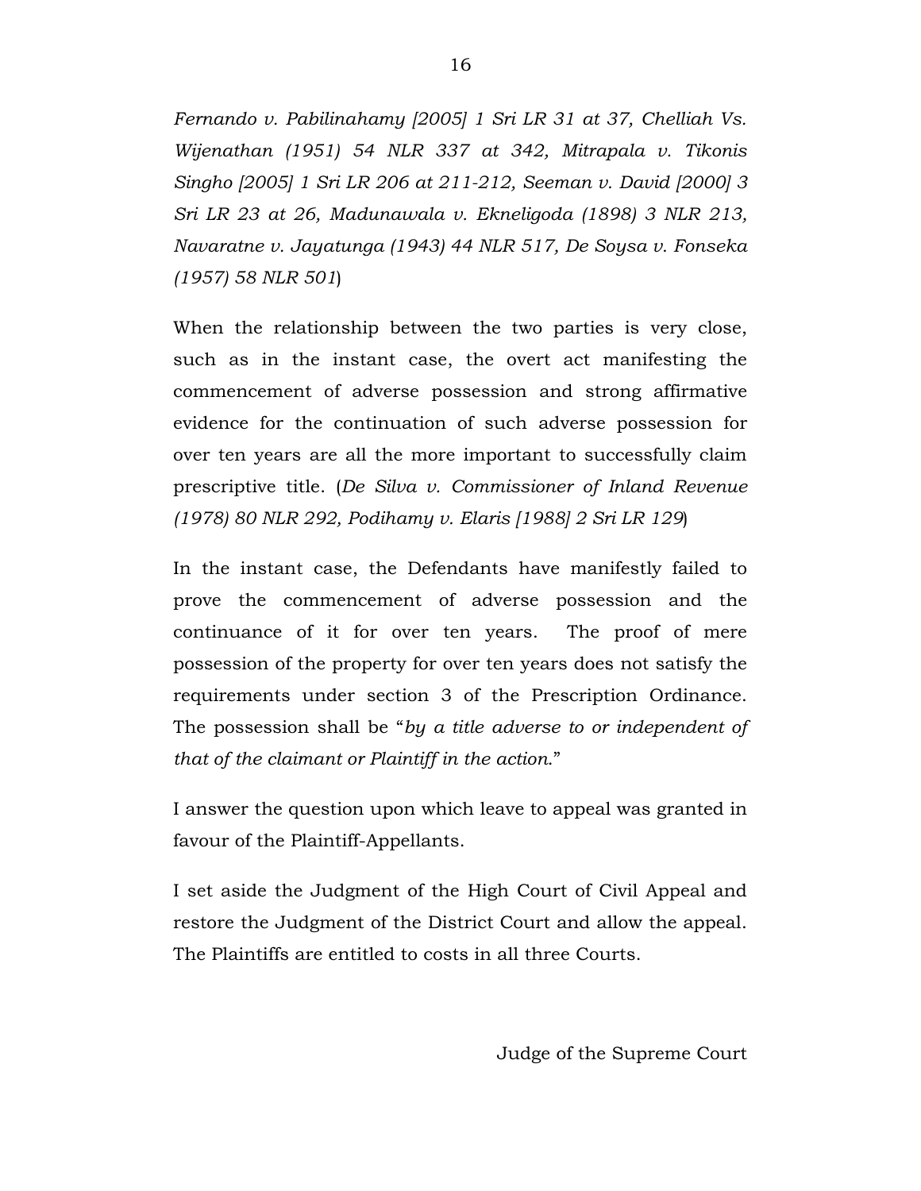*Fernando v. Pabilinahamy [2005] 1 Sri LR 31 at 37, Chelliah Vs. Wijenathan (1951) 54 NLR 337 at 342, Mitrapala v. Tikonis Singho [2005] 1 Sri LR 206 at 211-212, Seeman v. David [2000] 3 Sri LR 23 at 26, Madunawala v. Ekneligoda (1898) 3 NLR 213, Navaratne v. Jayatunga (1943) 44 NLR 517, De Soysa v. Fonseka (1957) 58 NLR 501*)

When the relationship between the two parties is very close, such as in the instant case, the overt act manifesting the commencement of adverse possession and strong affirmative evidence for the continuation of such adverse possession for over ten years are all the more important to successfully claim prescriptive title. (*De Silva v. Commissioner of Inland Revenue (1978) 80 NLR 292, Podihamy v. Elaris [1988] 2 Sri LR 129*)

In the instant case, the Defendants have manifestly failed to prove the commencement of adverse possession and the continuance of it for over ten years. The proof of mere possession of the property for over ten years does not satisfy the requirements under section 3 of the Prescription Ordinance. The possession shall be "*by a title adverse to or independent of that of the claimant or Plaintiff in the action*."

I answer the question upon which leave to appeal was granted in favour of the Plaintiff-Appellants.

I set aside the Judgment of the High Court of Civil Appeal and restore the Judgment of the District Court and allow the appeal. The Plaintiffs are entitled to costs in all three Courts.

Judge of the Supreme Court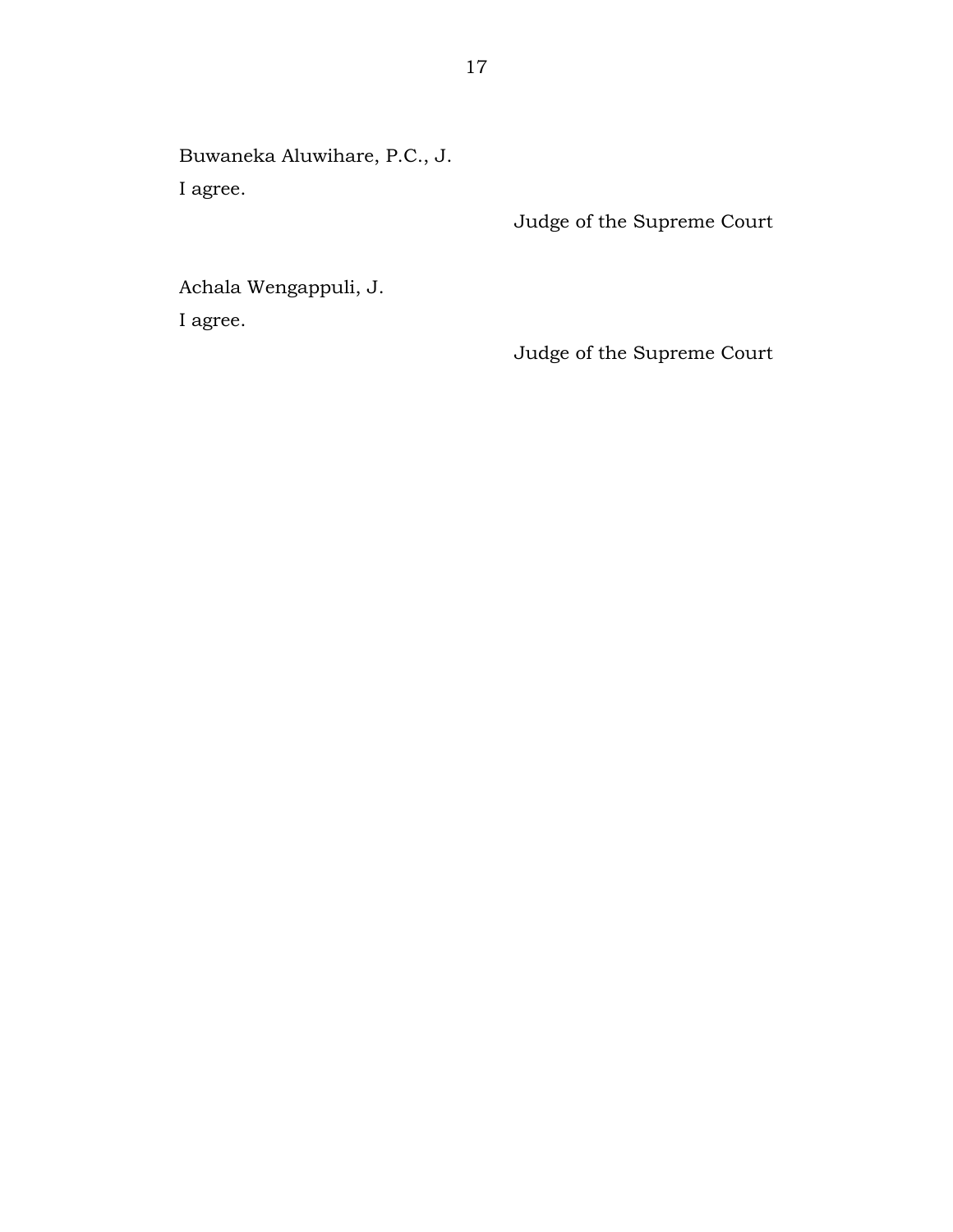Buwaneka Aluwihare, P.C., J.

I agree.

Judge of the Supreme Court

Achala Wengappuli, J.

I agree.

Judge of the Supreme Court